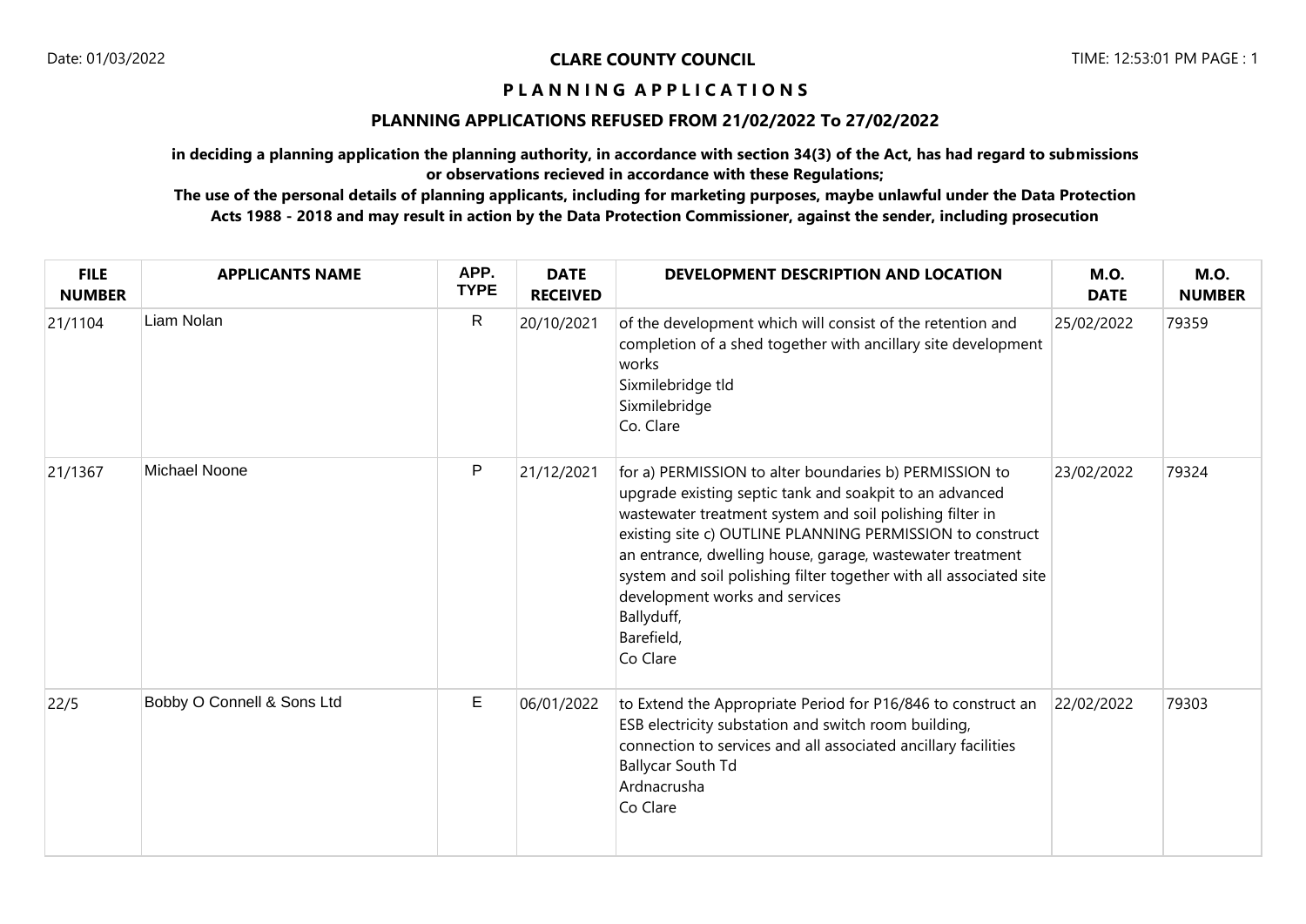# CLARE COUNTY COUNCIL

Date: 01/03/2022 TIME: 12:53:01 PM

## P L A N N I N G A P P L I C A T I O N S

## PLANNING APPLICATIONS REFUSED FROM 21/02/2022 To 27/02/2022

**in deciding a planning application the planning authority, in accordance with section 34(3) of the Act, has had regard to submissions or observations recieved in accordance with these Regulations;**

**The use of the personal details of planning applicants, including for marketing purposes, maybe unlawful under the Data Protection Acts 1988 - 2018 and may result in action by the Data Protection Commissioner, against the sender, including prosecution**

| FILE NUMBER | APPLICANTS NAME | APP. TYPE | DATE RECEIVED | DEVELOPMENT DESCRIPTION AND LOCATION | M.O. DATE | M.O. NUMBER |
|---|---|---|---|---|---|---|
| 21/1104 | Liam Nolan | R | 20/10/2021 | of the development which will consist of the retention and completion of a shed together with ancillary site development works<br>Sixmilebridge tld<br>Sixmilebridge<br>Co. Clare | 25/02/2022 | 79359 |
| 21/1367 | Michael Noone | P | 21/12/2021 | for a) PERMISSION to alter boundaries b) PERMISSION to upgrade existing septic tank and soakpit to an advanced wastewater treatment system and soil polishing filter in existing site c) OUTLINE PLANNING PERMISSION to construct an entrance, dwelling house, garage, wastewater treatment system and soil polishing filter together with all associated site development works and services<br>Ballyduff,<br>Barefield,<br>Co Clare | 23/02/2022 | 79324 |
| 22/5 | Bobby O Connell & Sons Ltd | E | 06/01/2022 | to Extend the Appropriate Period for P16/846 to construct an ESB electricity substation and switch room building, connection to services and all associated ancillary facilities<br>Ballycar South Td<br>Ardnacrusha<br>Co Clare | 22/02/2022 | 79303 |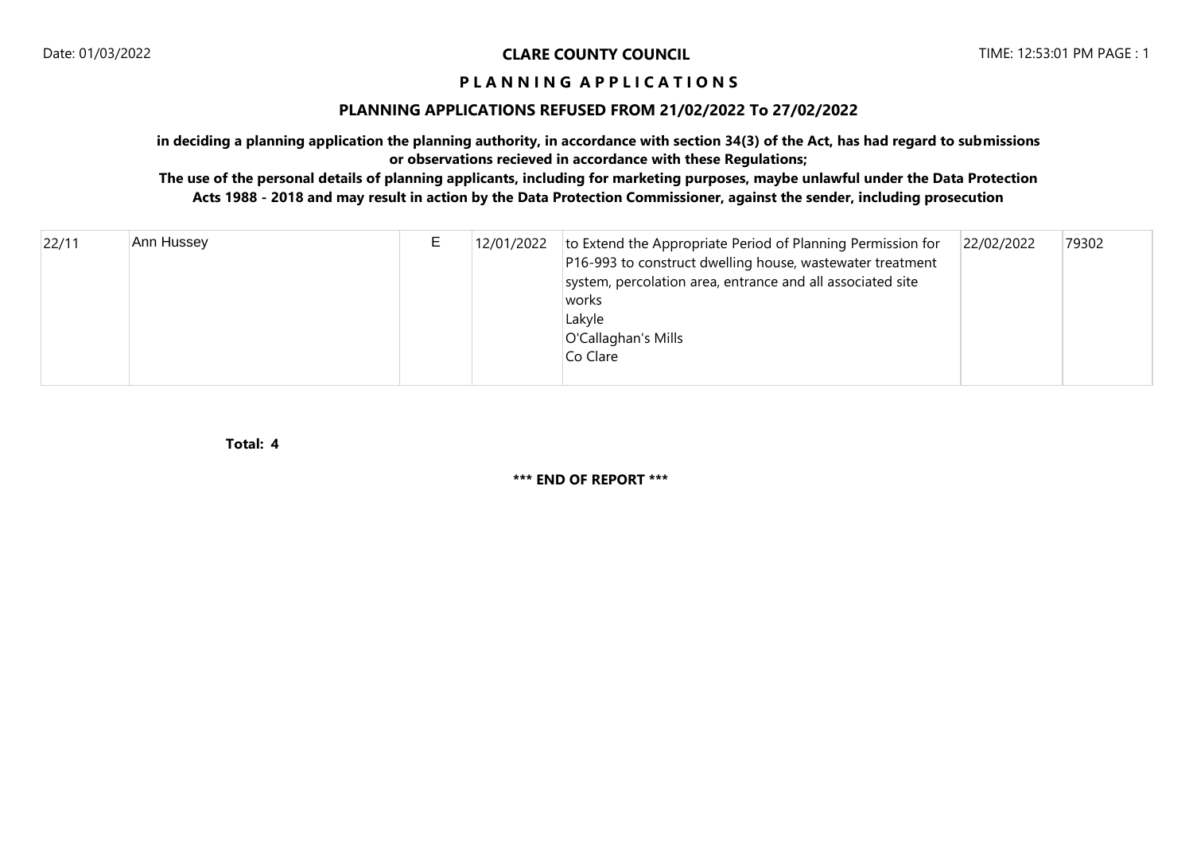**CLARE COUNTY COUNCIL**

**P L A N N I N G A P P L I C A T I O N S**

**PLANNING APPLICATIONS REFUSED FROM 21/02/2022 To 27/02/2022**

**in deciding a planning application the planning authority, in accordance with section 34(3) of the Act, has had regard to submissions or observations recieved in accordance with these Regulations;**

**The use of the personal details of planning applicants, including for marketing purposes, maybe unlawful under the Data Protection Acts 1988 - 2018 and may result in action by the Data Protection Commissioner, against the sender, including prosecution**

| | | | | | | |
|---|---|---|---|---|---|---|
| 22/11 | Ann Hussey | E | 12/01/2022 | to Extend the Appropriate Period of Planning Permission for P16-993 to construct dwelling house, wastewater treatment system, percolation area, entrance and all associated site works<br>Lakyle<br>O'Callaghan's Mills<br>Co Clare | 22/02/2022 | 79302 |

**Total: 4**

**\*\*\* END OF REPORT \*\*\***